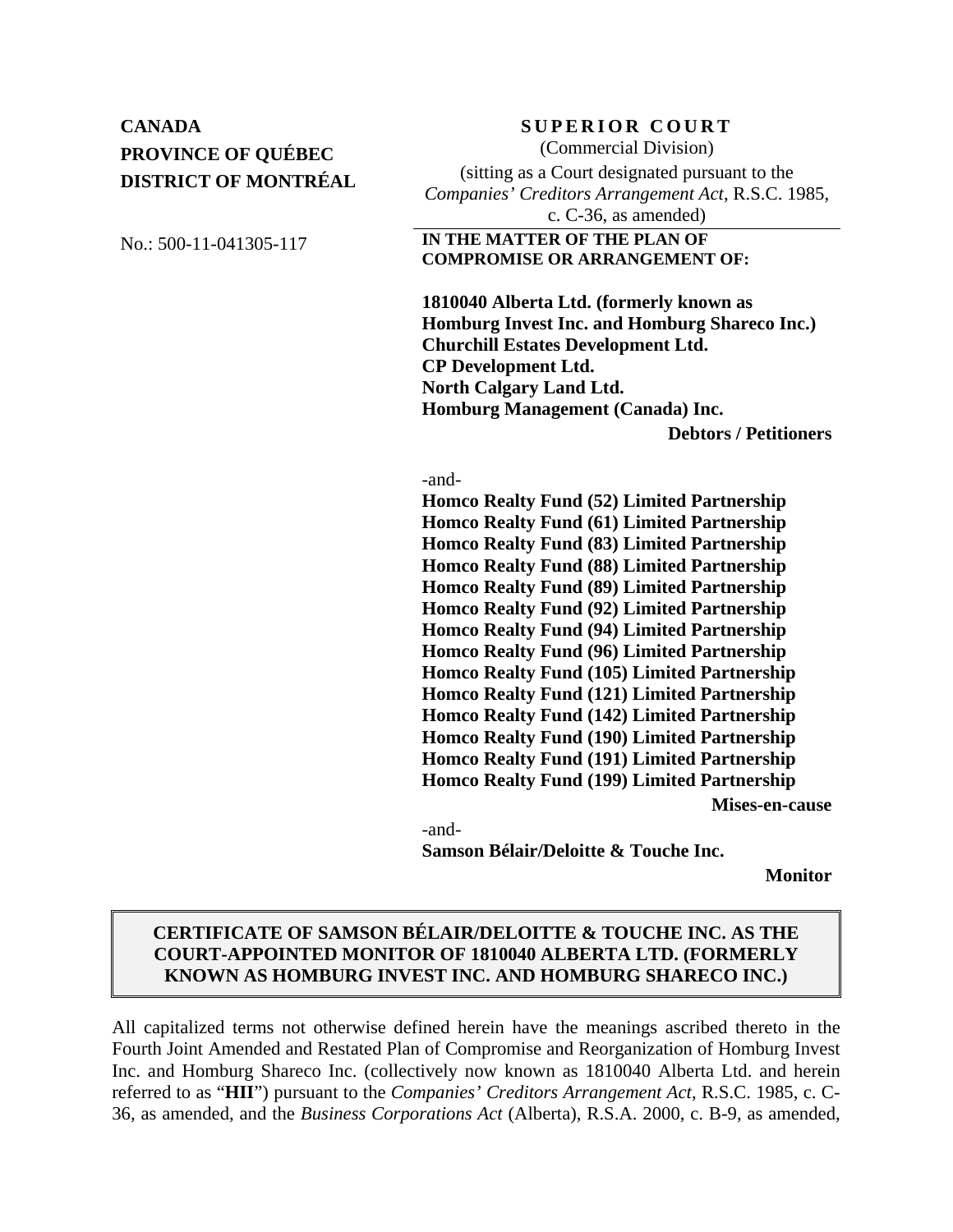**CANADA**
**PROVINCE OF QUÉBEC**
**DISTRICT OF MONTRÉAL**

No.: 500-11-041305-117

**S U P E R I O R  C O U R T**
(Commercial Division)
(sitting as a Court designated pursuant to the *Companies' Creditors Arrangement Act*, R.S.C. 1985, c. C-36, as amended)

**IN THE MATTER OF THE PLAN OF COMPROMISE OR ARRANGEMENT OF:**

**1810040 Alberta Ltd. (formerly known as Homburg Invest Inc. and Homburg Shareco Inc.)**
**Churchill Estates Development Ltd.**
**CP Development Ltd.**
**North Calgary Land Ltd.**
**Homburg Management (Canada) Inc.**

**Debtors / Petitioners**

-and-

**Homco Realty Fund (52) Limited Partnership**
**Homco Realty Fund (61) Limited Partnership**
**Homco Realty Fund (83) Limited Partnership**
**Homco Realty Fund (88) Limited Partnership**
**Homco Realty Fund (89) Limited Partnership**
**Homco Realty Fund (92) Limited Partnership**
**Homco Realty Fund (94) Limited Partnership**
**Homco Realty Fund (96) Limited Partnership**
**Homco Realty Fund (105) Limited Partnership**
**Homco Realty Fund (121) Limited Partnership**
**Homco Realty Fund (142) Limited Partnership**
**Homco Realty Fund (190) Limited Partnership**
**Homco Realty Fund (191) Limited Partnership**
**Homco Realty Fund (199) Limited Partnership**

**Mises-en-cause**

-and-

**Samson Bélair/Deloitte & Touche Inc.**

**Monitor**

## CERTIFICATE OF SAMSON BÉLAIR/DELOITTE & TOUCHE INC. AS THE COURT-APPOINTED MONITOR OF 1810040 ALBERTA LTD. (FORMERLY KNOWN AS HOMBURG INVEST INC. AND HOMBURG SHARECO INC.)

All capitalized terms not otherwise defined herein have the meanings ascribed thereto in the Fourth Joint Amended and Restated Plan of Compromise and Reorganization of Homburg Invest Inc. and Homburg Shareco Inc. (collectively now known as 1810040 Alberta Ltd. and herein referred to as "**HII**") pursuant to the *Companies' Creditors Arrangement Act*, R.S.C. 1985, c. C-36, as amended, and the *Business Corporations Act* (Alberta), R.S.A. 2000, c. B-9, as amended,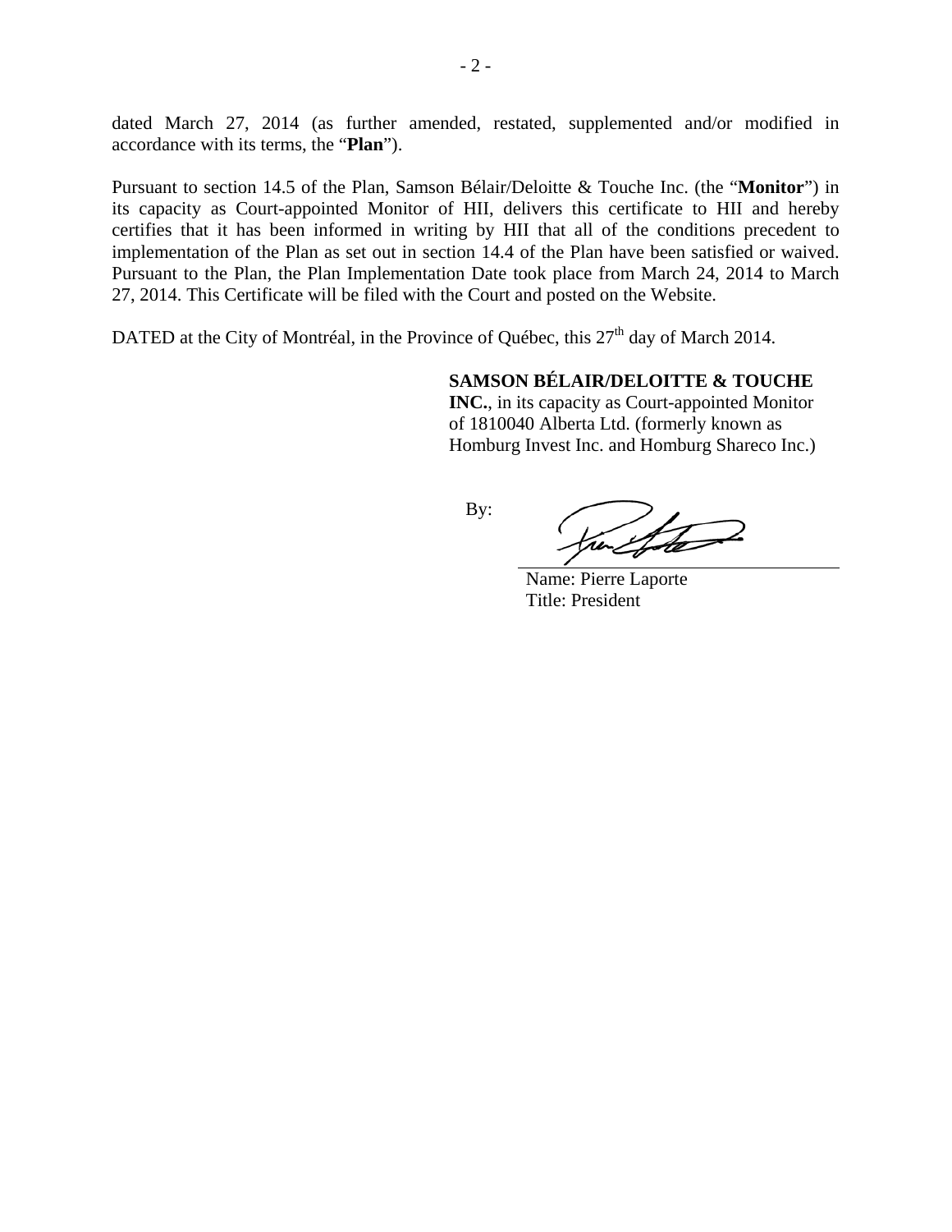dated March 27, 2014 (as further amended, restated, supplemented and/or modified in accordance with its terms, the "**Plan**").

Pursuant to section 14.5 of the Plan, Samson Bélair/Deloitte & Touche Inc. (the "**Monitor**") in its capacity as Court-appointed Monitor of HII, delivers this certificate to HII and hereby certifies that it has been informed in writing by HII that all of the conditions precedent to implementation of the Plan as set out in section 14.4 of the Plan have been satisfied or waived. Pursuant to the Plan, the Plan Implementation Date took place from March 24, 2014 to March 27, 2014. This Certificate will be filed with the Court and posted on the Website.

DATED at the City of Montréal, in the Province of Québec, this 27th day of March 2014.

**SAMSON BÉLAIR/DELOITTE & TOUCHE INC.**, in its capacity as Court-appointed Monitor of 1810040 Alberta Ltd. (formerly known as Homburg Invest Inc. and Homburg Shareco Inc.)

By: ______________________

Name: Pierre Laporte
Title: President